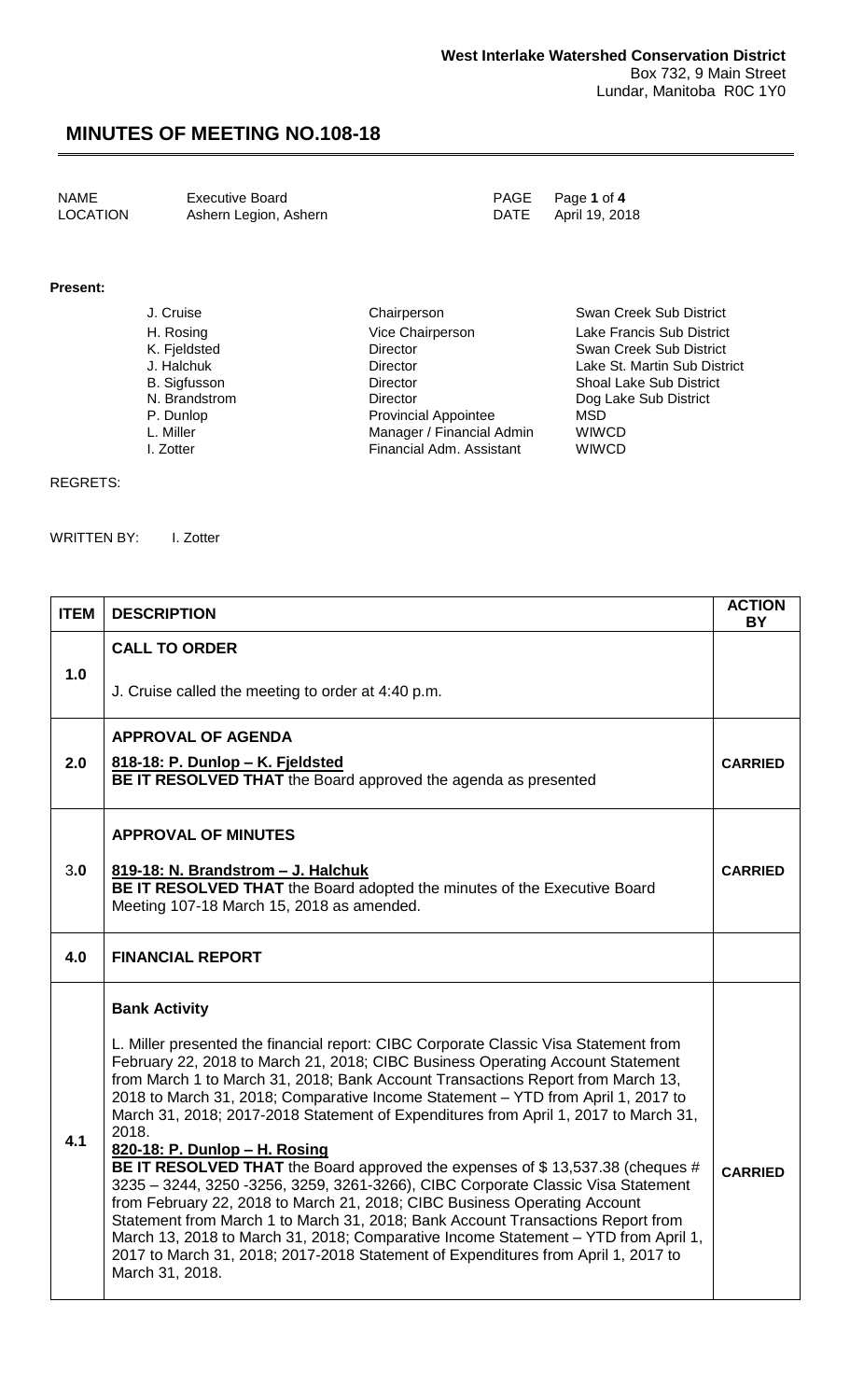**West Interlake Watershed Conservation District**
Box 732, 9 Main Street
Lundar, Manitoba R0C 1Y0

# MINUTES OF MEETING NO.108-18

| | | | |
|---|---|---|---|
| NAME | Executive Board | PAGE | Page **1** of **4** |
| LOCATION | Ashern Legion, Ashern | DATE | April 19, 2018 |

**Present:**

| | | |
|---|---|---|
| J. Cruise | Chairperson | Swan Creek Sub District |
| H. Rosing | Vice Chairperson | Lake Francis Sub District |
| K. Fjeldsted | Director | Swan Creek Sub District |
| J. Halchuk | Director | Lake St. Martin Sub District |
| B. Sigfusson | Director | Shoal Lake Sub District |
| N. Brandstrom | Director | Dog Lake Sub District |
| P. Dunlop | Provincial Appointee | MSD |
| L. Miller | Manager / Financial Admin | WIWCD |
| I. Zotter | Financial Adm. Assistant | WIWCD |

REGRETS:

WRITTEN BY: I. Zotter

| ITEM | DESCRIPTION | ACTION BY |
|---|---|---|
| 1.0 | **CALL TO ORDER**<br><br>J. Cruise called the meeting to order at 4:40 p.m. | |
| 2.0 | **APPROVAL OF AGENDA**<br><br>**<u>818-18: P. Dunlop – K. Fjeldsted</u>**<br>**BE IT RESOLVED THAT** the Board approved the agenda as presented | **CARRIED** |
| 3.0 | **APPROVAL OF MINUTES**<br><br>**<u>819-18: N. Brandstrom – J. Halchuk</u>**<br>**BE IT RESOLVED THAT** the Board adopted the minutes of the Executive Board Meeting 107-18 March 15, 2018 as amended. | **CARRIED** |
| 4.0 | **FINANCIAL REPORT** | |
| 4.1 | **Bank Activity**<br><br>L. Miller presented the financial report: CIBC Corporate Classic Visa Statement from February 22, 2018 to March 21, 2018; CIBC Business Operating Account Statement from March 1 to March 31, 2018; Bank Account Transactions Report from March 13, 2018 to March 31, 2018; Comparative Income Statement – YTD from April 1, 2017 to March 31, 2018; 2017-2018 Statement of Expenditures from April 1, 2017 to March 31, 2018.<br>**<u>820-18: P. Dunlop – H. Rosing</u>**<br>**BE IT RESOLVED THAT** the Board approved the expenses of $ 13,537.38 (cheques # 3235 – 3244, 3250 -3256, 3259, 3261-3266), CIBC Corporate Classic Visa Statement from February 22, 2018 to March 21, 2018; CIBC Business Operating Account Statement from March 1 to March 31, 2018; Bank Account Transactions Report from March 13, 2018 to March 31, 2018; Comparative Income Statement – YTD from April 1, 2017 to March 31, 2018; 2017-2018 Statement of Expenditures from April 1, 2017 to March 31, 2018. | **CARRIED** |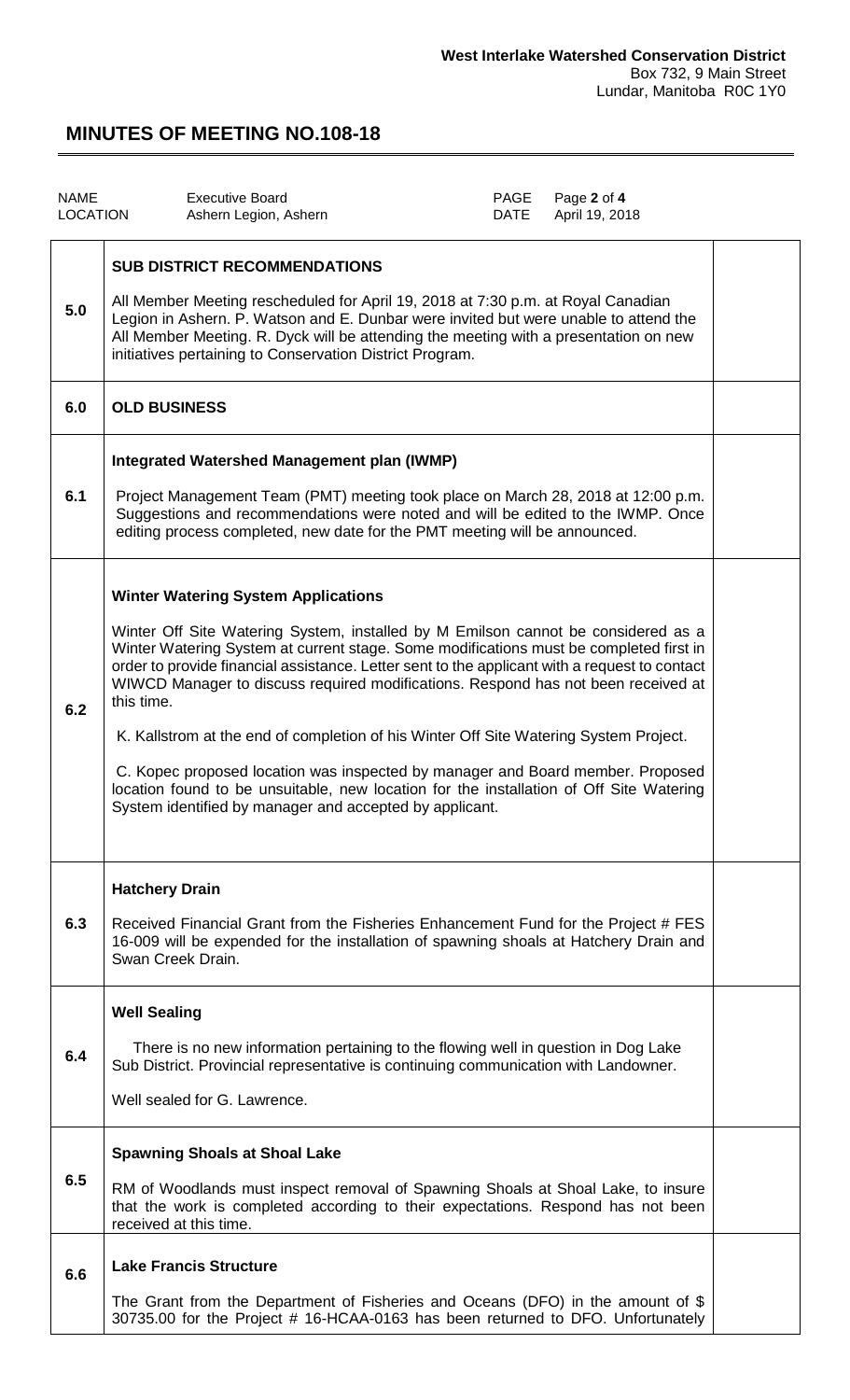**West Interlake Watershed Conservation District**
Box 732, 9 Main Street
Lundar, Manitoba R0C 1Y0

# MINUTES OF MEETING NO.108-18

| NAME | Executive Board | PAGE | Page **2** of **4** |
| --- | --- | --- | --- |
| LOCATION | Ashern Legion, Ashern | DATE | April 19, 2018 |

| | | |
| --- | --- | --- |
| 5.0 | **SUB DISTRICT RECOMMENDATIONS**<br><br>All Member Meeting rescheduled for April 19, 2018 at 7:30 p.m. at Royal Canadian Legion in Ashern. P. Watson and E. Dunbar were invited but were unable to attend the All Member Meeting. R. Dyck will be attending the meeting with a presentation on new initiatives pertaining to Conservation District Program. | |
| 6.0 | **OLD BUSINESS** | |
| 6.1 | **Integrated Watershed Management plan (IWMP)**<br><br>Project Management Team (PMT) meeting took place on March 28, 2018 at 12:00 p.m. Suggestions and recommendations were noted and will be edited to the IWMP. Once editing process completed, new date for the PMT meeting will be announced. | |
| 6.2 | **Winter Watering System Applications**<br><br>Winter Off Site Watering System, installed by M Emilson cannot be considered as a Winter Watering System at current stage. Some modifications must be completed first in order to provide financial assistance. Letter sent to the applicant with a request to contact WIWCD Manager to discuss required modifications. Respond has not been received at this time.<br><br>K. Kallstrom at the end of completion of his Winter Off Site Watering System Project.<br><br>C. Kopec proposed location was inspected by manager and Board member. Proposed location found to be unsuitable, new location for the installation of Off Site Watering System identified by manager and accepted by applicant. | |
| 6.3 | **Hatchery Drain**<br><br>Received Financial Grant from the Fisheries Enhancement Fund for the Project # FES 16-009 will be expended for the installation of spawning shoals at Hatchery Drain and Swan Creek Drain. | |
| 6.4 | **Well Sealing**<br><br>There is no new information pertaining to the flowing well in question in Dog Lake Sub District. Provincial representative is continuing communication with Landowner.<br><br>Well sealed for G. Lawrence. | |
| 6.5 | **Spawning Shoals at Shoal Lake**<br><br>RM of Woodlands must inspect removal of Spawning Shoals at Shoal Lake, to insure that the work is completed according to their expectations. Respond has not been received at this time. | |
| 6.6 | **Lake Francis Structure**<br><br>The Grant from the Department of Fisheries and Oceans (DFO) in the amount of $ 30735.00 for the Project # 16-HCAA-0163 has been returned to DFO. Unfortunately | |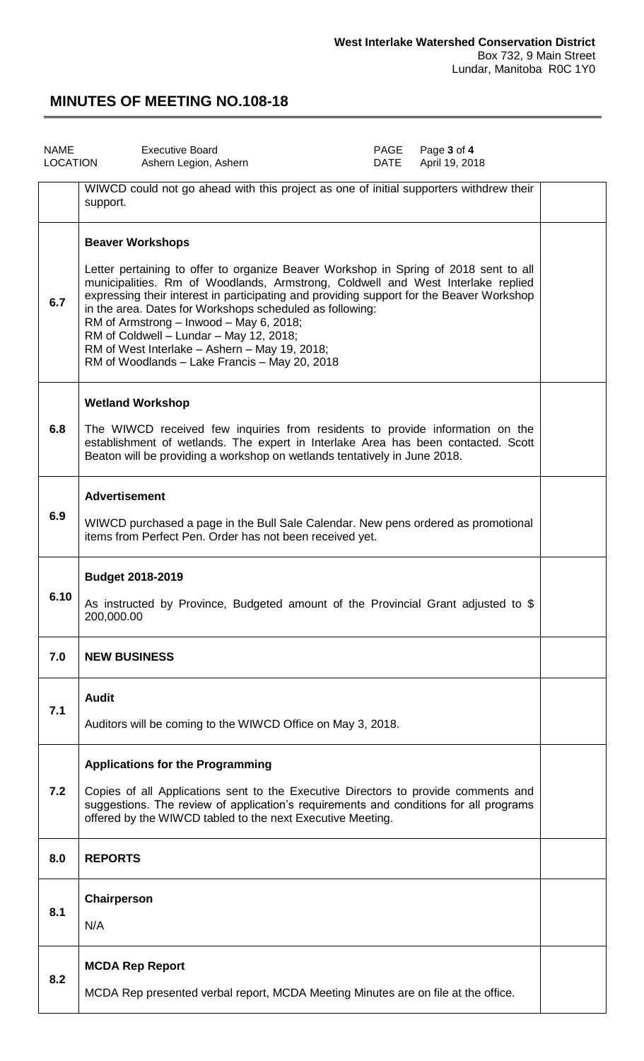| | | |
|---|---|---|
| | WIWCD could not go ahead with this project as one of initial supporters withdrew their support. | |
| 6.7 | **Beaver Workshops**<br><br>Letter pertaining to offer to organize Beaver Workshop in Spring of 2018 sent to all municipalities. Rm of Woodlands, Armstrong, Coldwell and West Interlake replied expressing their interest in participating and providing support for the Beaver Workshop in the area. Dates for Workshops scheduled as following:<br>RM of Armstrong – Inwood – May 6, 2018;<br>RM of Coldwell – Lundar – May 12, 2018;<br>RM of West Interlake – Ashern – May 19, 2018;<br>RM of Woodlands – Lake Francis – May 20, 2018 | |
| 6.8 | **Wetland Workshop**<br><br>The WIWCD received few inquiries from residents to provide information on the establishment of wetlands. The expert in Interlake Area has been contacted. Scott Beaton will be providing a workshop on wetlands tentatively in June 2018. | |
| 6.9 | **Advertisement**<br><br>WIWCD purchased a page in the Bull Sale Calendar. New pens ordered as promotional items from Perfect Pen. Order has not been received yet. | |
| 6.10 | **Budget 2018-2019**<br><br>As instructed by Province, Budgeted amount of the Provincial Grant adjusted to $ 200,000.00 | |
| 7.0 | **NEW BUSINESS** | |
| 7.1 | **Audit**<br><br>Auditors will be coming to the WIWCD Office on May 3, 2018. | |
| 7.2 | **Applications for the Programming**<br><br>Copies of all Applications sent to the Executive Directors to provide comments and suggestions. The review of application's requirements and conditions for all programs offered by the WIWCD tabled to the next Executive Meeting. | |
| 8.0 | **REPORTS** | |
| 8.1 | **Chairperson**<br><br>N/A | |
| 8.2 | **MCDA Rep Report**<br><br>MCDA Rep presented verbal report, MCDA Meeting Minutes are on file at the office. | |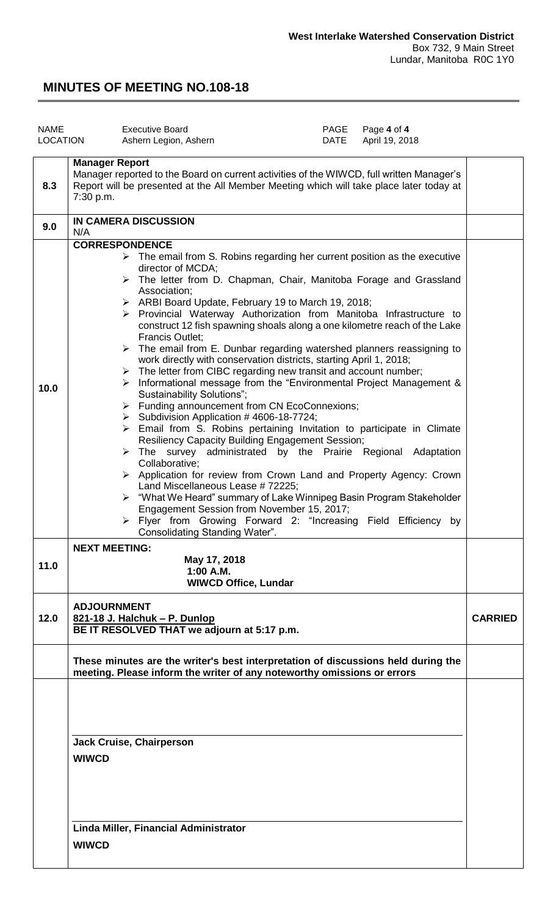**West Interlake Watershed Conservation District**
Box 732, 9 Main Street
Lundar, Manitoba R0C 1Y0

# MINUTES OF MEETING NO.108-18

| | | | |
|---|---|---|---|
| NAME | Executive Board | PAGE | Page **4** of **4** |
| LOCATION | Ashern Legion, Ashern | DATE | April 19, 2018 |

| | | |
|---|---|---|
| **8.3** | **Manager Report**<br>Manager reported to the Board on current activities of the WIWCD, full written Manager's Report will be presented at the All Member Meeting which will take place later today at 7:30 p.m. | |
| **9.0** | **IN CAMERA DISCUSSION**<br>N/A | |
| **10.0** | **CORRESPONDENCE**<br>➢ The email from S. Robins regarding her current position as the executive director of MCDA;<br>➢ The letter from D. Chapman, Chair, Manitoba Forage and Grassland Association;<br>➢ ARBI Board Update, February 19 to March 19, 2018;<br>➢ Provincial Waterway Authorization from Manitoba Infrastructure to construct 12 fish spawning shoals along a one kilometre reach of the Lake Francis Outlet;<br>➢ The email from E. Dunbar regarding watershed planners reassigning to work directly with conservation districts, starting April 1, 2018;<br>➢ The letter from CIBC regarding new transit and account number;<br>➢ Informational message from the "Environmental Project Management & Sustainability Solutions";<br>➢ Funding announcement from CN EcoConnexions;<br>➢ Subdivision Application # 4606-18-7724;<br>➢ Email from S. Robins pertaining Invitation to participate in Climate Resiliency Capacity Building Engagement Session;<br>➢ The survey administrated by the Prairie Regional Adaptation Collaborative;<br>➢ Application for review from Crown Land and Property Agency: Crown Land Miscellaneous Lease # 72225;<br>➢ "What We Heard" summary of Lake Winnipeg Basin Program Stakeholder Engagement Session from November 15, 2017;<br>➢ Flyer from Growing Forward 2: "Increasing Field Efficiency by Consolidating Standing Water". | |
| **11.0** | **NEXT MEETING:**<br>**May 17, 2018**<br>**1:00 A.M.**<br>**WIWCD Office, Lundar** | |
| **12.0** | **ADJOURNMENT**<br>**821-18 J. Halchuk – P. Dunlop**<br>**BE IT RESOLVED THAT we adjourn at 5:17 p.m.** | **CARRIED** |
| | **These minutes are the writer's best interpretation of discussions held during the meeting. Please inform the writer of any noteworthy omissions or errors** | |

**Jack Cruise, Chairperson**
**WIWCD**

**Linda Miller, Financial Administrator**
**WIWCD**